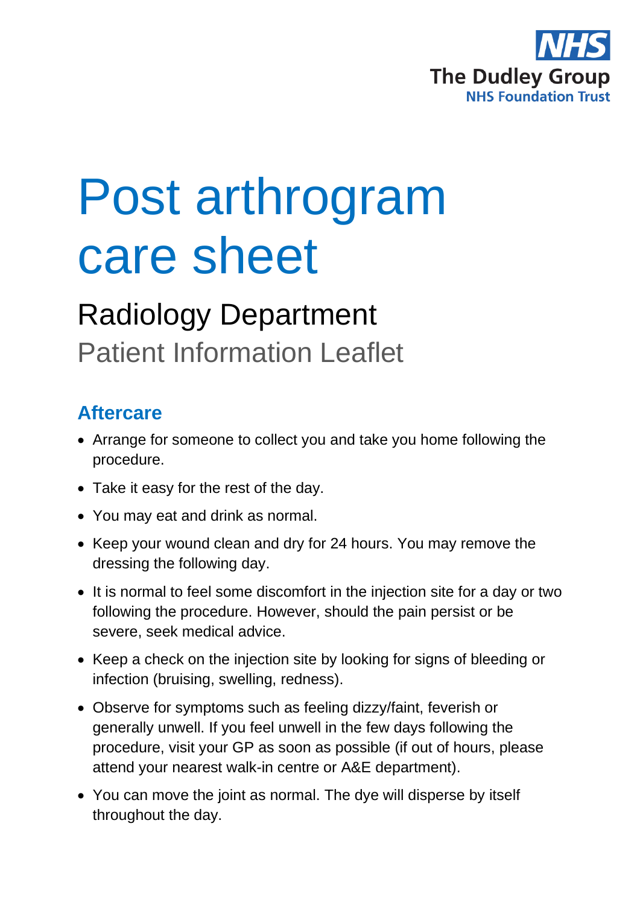The Dudley Group
NHS Foundation Trust

# Post arthrogram care sheet

## Radiology Department

Patient Information Leaflet

### Aftercare

- Arrange for someone to collect you and take you home following the procedure.
- Take it easy for the rest of the day.
- You may eat and drink as normal.
- Keep your wound clean and dry for 24 hours. You may remove the dressing the following day.
- It is normal to feel some discomfort in the injection site for a day or two following the procedure. However, should the pain persist or be severe, seek medical advice.
- Keep a check on the injection site by looking for signs of bleeding or infection (bruising, swelling, redness).
- Observe for symptoms such as feeling dizzy/faint, feverish or generally unwell. If you feel unwell in the few days following the procedure, visit your GP as soon as possible (if out of hours, please attend your nearest walk-in centre or A&E department).
- You can move the joint as normal. The dye will disperse by itself throughout the day.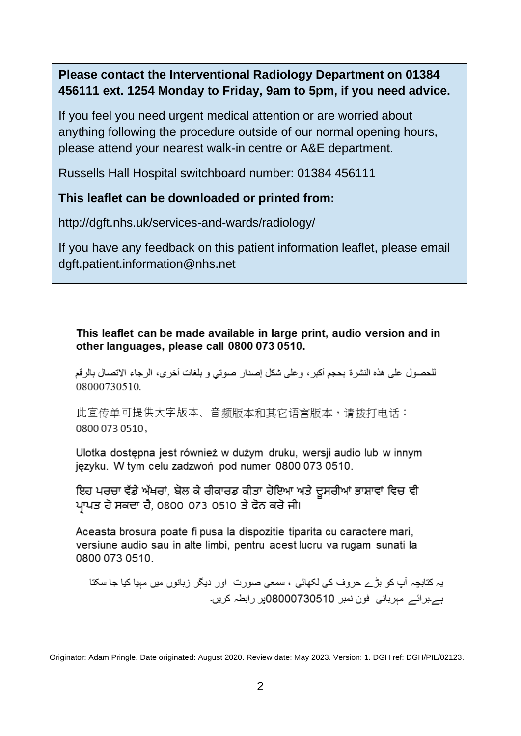**Please contact the Interventional Radiology Department on 01384 456111 ext. 1254 Monday to Friday, 9am to 5pm, if you need advice.**

If you feel you need urgent medical attention or are worried about anything following the procedure outside of our normal opening hours, please attend your nearest walk-in centre or A&E department.

Russells Hall Hospital switchboard number: 01384 456111

**This leaflet can be downloaded or printed from:**

http://dgft.nhs.uk/services-and-wards/radiology/

If you have any feedback on this patient information leaflet, please email dgft.patient.information@nhs.net

**This leaflet can be made available in large print, audio version and in other languages, please call 0800 073 0510.**

للحصول على هذه النشرة بحجم أكبر، وعلى شكل إصدار صوتي و بلغات أخرى، الرجاء الاتصال بالرقم 08000730510.

此宣传单可提供大字版本、音频版本和其它语言版本，请拨打电话：0800 073 0510。

Ulotka dostępna jest również w dużym druku, wersji audio lub w innym języku. W tym celu zadzwoń pod numer 0800 073 0510.

ਇਹ ਪਰਚਾ ਵੱਡੇ ਅੱਖਰਾਂ, ਬੋਲ ਕੇ ਰੀਕਾਰਡ ਕੀਤਾ ਹੋਇਆ ਅਤੇ ਦੂਸਰੀਆਂ ਭਾਸ਼ਾਵਾਂ ਵਿਚ ਵੀ ਪ੍ਰਾਪਤ ਹੋ ਸਕਦਾ ਹੈ, 0800 073 0510 ਤੇ ਫੋਨ ਕਰੋ ਜੀ।

Aceasta brosura poate fi pusa la dispozitie tiparita cu caractere mari, versiune audio sau in alte limbi, pentru acest lucru va rugam sunati la 0800 073 0510.

یہ کتابچہ آپ کو بڑے حروف کی لکھائی ، سمعی صورت اور دیگر زبانوں میں مہیا کیا جا سکتا ہے۔برائے مہربانی فون نمبر 08000730510پر رابطہ کریں۔

Originator: Adam Pringle. Date originated: August 2020. Review date: May 2023. Version: 1. DGH ref: DGH/PIL/02123.